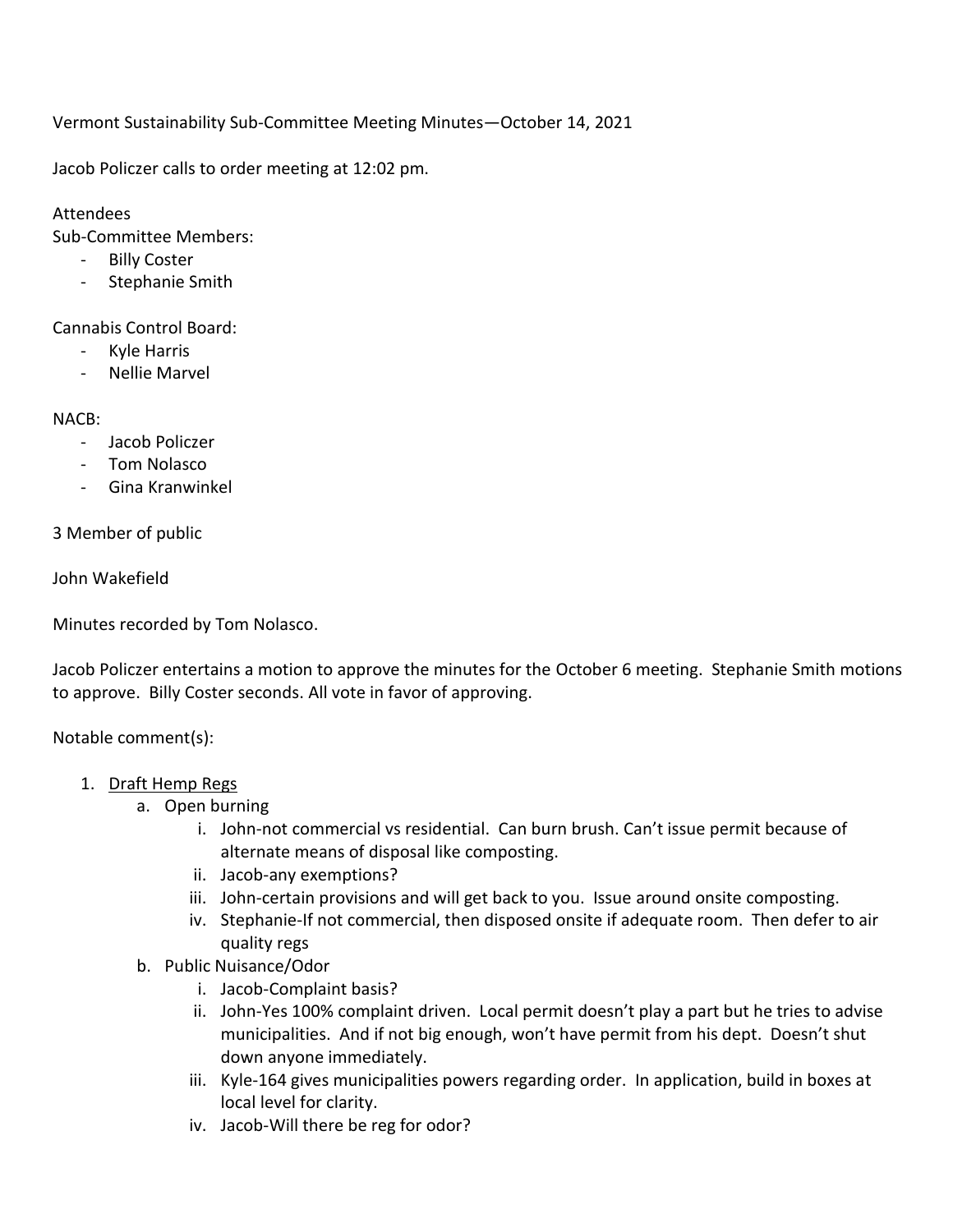Vermont Sustainability Sub-Committee Meeting Minutes—October 14, 2021

Jacob Policzer calls to order meeting at 12:02 pm.

Attendees

Sub-Committee Members:

- Billy Coster
- Stephanie Smith

Cannabis Control Board:

- Kyle Harris
- Nellie Marvel

NACB:

- Jacob Policzer
- Tom Nolasco
- Gina Kranwinkel

3 Member of public

John Wakefield

Minutes recorded by Tom Nolasco.

Jacob Policzer entertains a motion to approve the minutes for the October 6 meeting. Stephanie Smith motions to approve. Billy Coster seconds. All vote in favor of approving.

Notable comment(s):

1. <u>Draft Hemp Regs</u>
   a. Open burning
      i. John-not commercial vs residential. Can burn brush. Can't issue permit because of alternate means of disposal like composting.
      ii. Jacob-any exemptions?
      iii. John-certain provisions and will get back to you. Issue around onsite composting.
      iv. Stephanie-If not commercial, then disposed onsite if adequate room. Then defer to air quality regs
   b. Public Nuisance/Odor
      i. Jacob-Complaint basis?
      ii. John-Yes 100% complaint driven. Local permit doesn't play a part but he tries to advise municipalities. And if not big enough, won't have permit from his dept. Doesn't shut down anyone immediately.
      iii. Kyle-164 gives municipalities powers regarding order. In application, build in boxes at local level for clarity.
      iv. Jacob-Will there be reg for odor?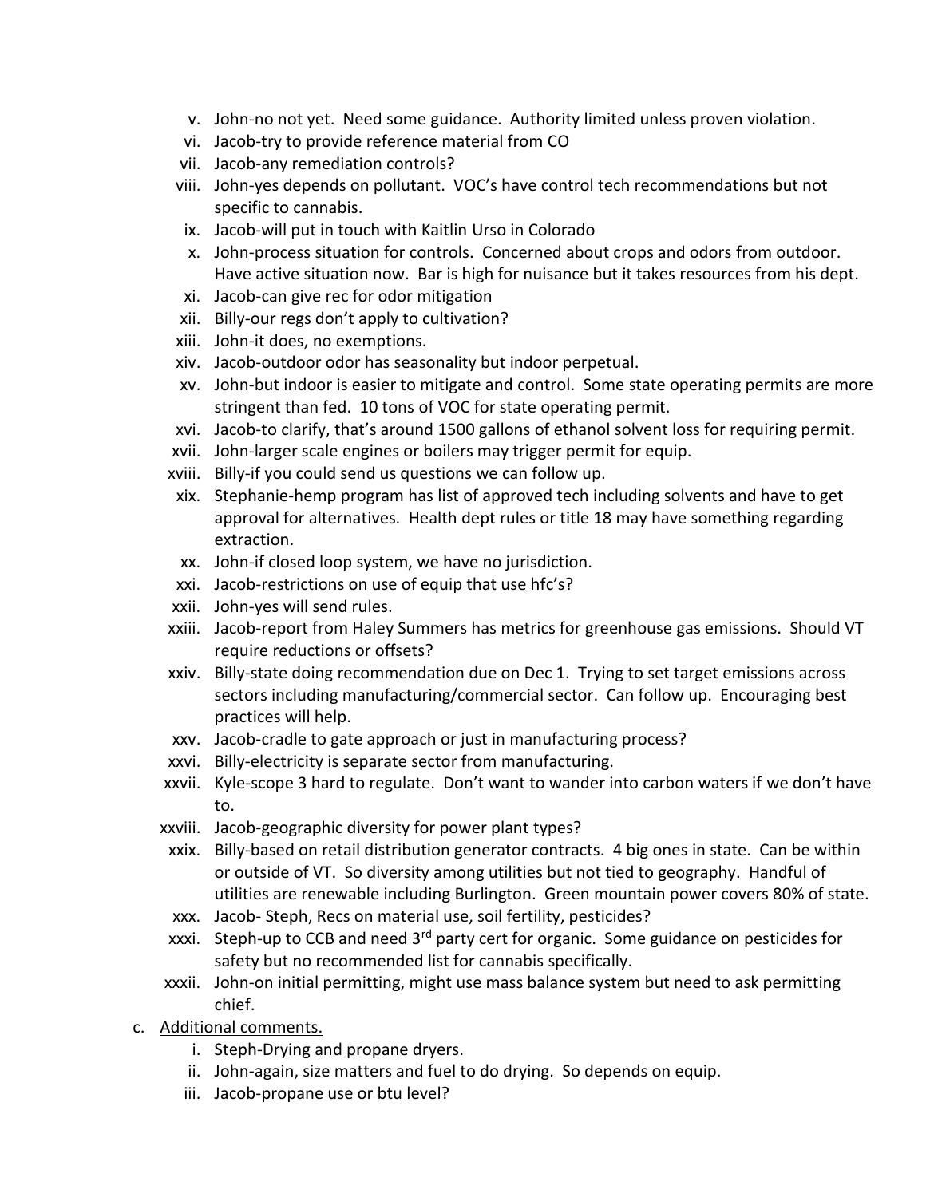v. John-no not yet. Need some guidance. Authority limited unless proven violation.
vi. Jacob-try to provide reference material from CO
vii. Jacob-any remediation controls?
viii. John-yes depends on pollutant. VOC's have control tech recommendations but not specific to cannabis.
ix. Jacob-will put in touch with Kaitlin Urso in Colorado
x. John-process situation for controls. Concerned about crops and odors from outdoor. Have active situation now. Bar is high for nuisance but it takes resources from his dept.
xi. Jacob-can give rec for odor mitigation
xii. Billy-our regs don't apply to cultivation?
xiii. John-it does, no exemptions.
xiv. Jacob-outdoor odor has seasonality but indoor perpetual.
xv. John-but indoor is easier to mitigate and control. Some state operating permits are more stringent than fed. 10 tons of VOC for state operating permit.
xvi. Jacob-to clarify, that's around 1500 gallons of ethanol solvent loss for requiring permit.
xvii. John-larger scale engines or boilers may trigger permit for equip.
xviii. Billy-if you could send us questions we can follow up.
xix. Stephanie-hemp program has list of approved tech including solvents and have to get approval for alternatives. Health dept rules or title 18 may have something regarding extraction.
xx. John-if closed loop system, we have no jurisdiction.
xxi. Jacob-restrictions on use of equip that use hfc's?
xxii. John-yes will send rules.
xxiii. Jacob-report from Haley Summers has metrics for greenhouse gas emissions. Should VT require reductions or offsets?
xxiv. Billy-state doing recommendation due on Dec 1. Trying to set target emissions across sectors including manufacturing/commercial sector. Can follow up. Encouraging best practices will help.
xxv. Jacob-cradle to gate approach or just in manufacturing process?
xxvi. Billy-electricity is separate sector from manufacturing.
xxvii. Kyle-scope 3 hard to regulate. Don't want to wander into carbon waters if we don't have to.
xxviii. Jacob-geographic diversity for power plant types?
xxix. Billy-based on retail distribution generator contracts. 4 big ones in state. Can be within or outside of VT. So diversity among utilities but not tied to geography. Handful of utilities are renewable including Burlington. Green mountain power covers 80% of state.
xxx. Jacob- Steph, Recs on material use, soil fertility, pesticides?
xxxi. Steph-up to CCB and need 3rd party cert for organic. Some guidance on pesticides for safety but no recommended list for cannabis specifically.
xxxii. John-on initial permitting, might use mass balance system but need to ask permitting chief.

c. <u>Additional comments.</u>
   i. Steph-Drying and propane dryers.
   ii. John-again, size matters and fuel to do drying. So depends on equip.
   iii. Jacob-propane use or btu level?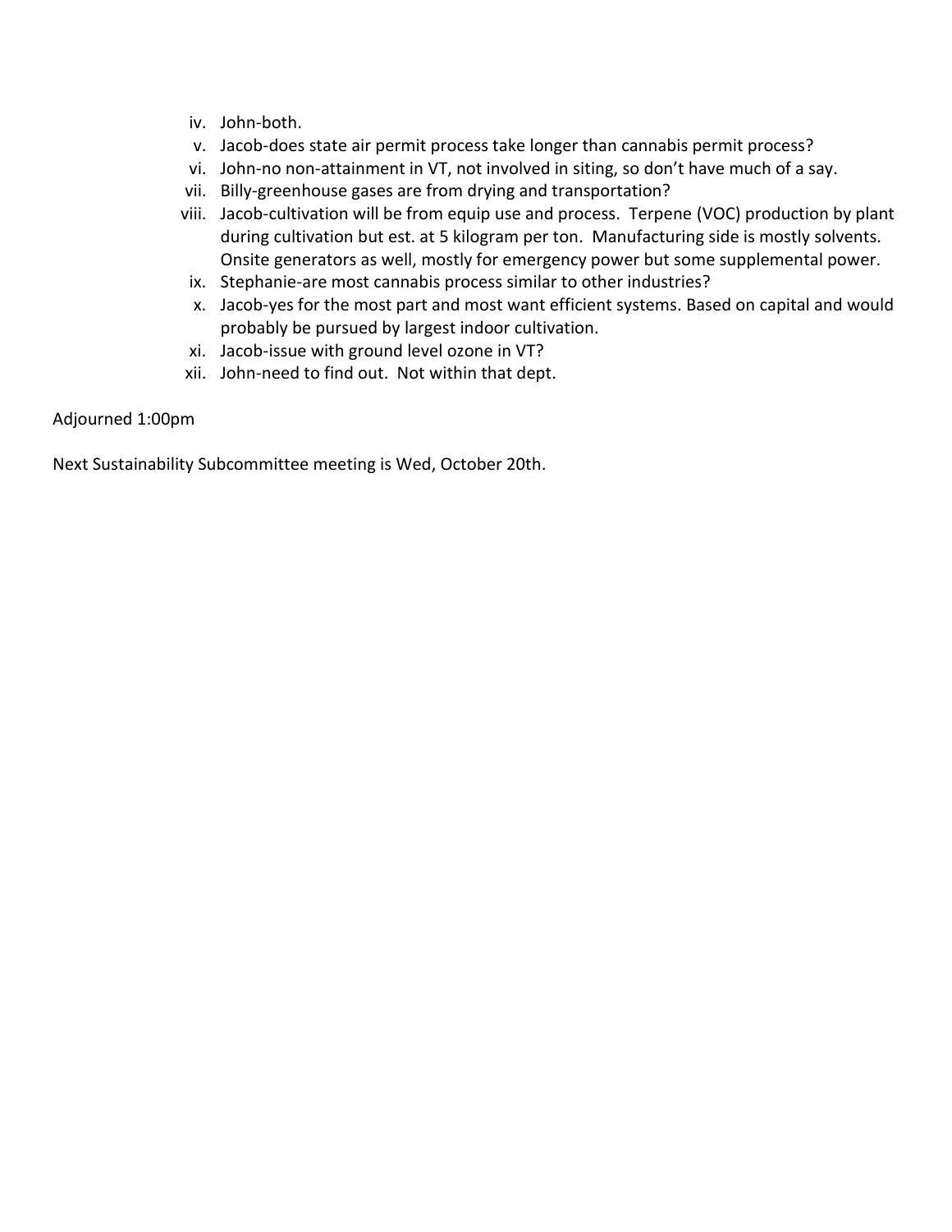iv. John-both.
v. Jacob-does state air permit process take longer than cannabis permit process?
vi. John-no non-attainment in VT, not involved in siting, so don't have much of a say.
vii. Billy-greenhouse gases are from drying and transportation?
viii. Jacob-cultivation will be from equip use and process. Terpene (VOC) production by plant during cultivation but est. at 5 kilogram per ton. Manufacturing side is mostly solvents. Onsite generators as well, mostly for emergency power but some supplemental power.
ix. Stephanie-are most cannabis process similar to other industries?
x. Jacob-yes for the most part and most want efficient systems. Based on capital and would probably be pursued by largest indoor cultivation.
xi. Jacob-issue with ground level ozone in VT?
xii. John-need to find out. Not within that dept.

Adjourned 1:00pm

Next Sustainability Subcommittee meeting is Wed, October 20th.